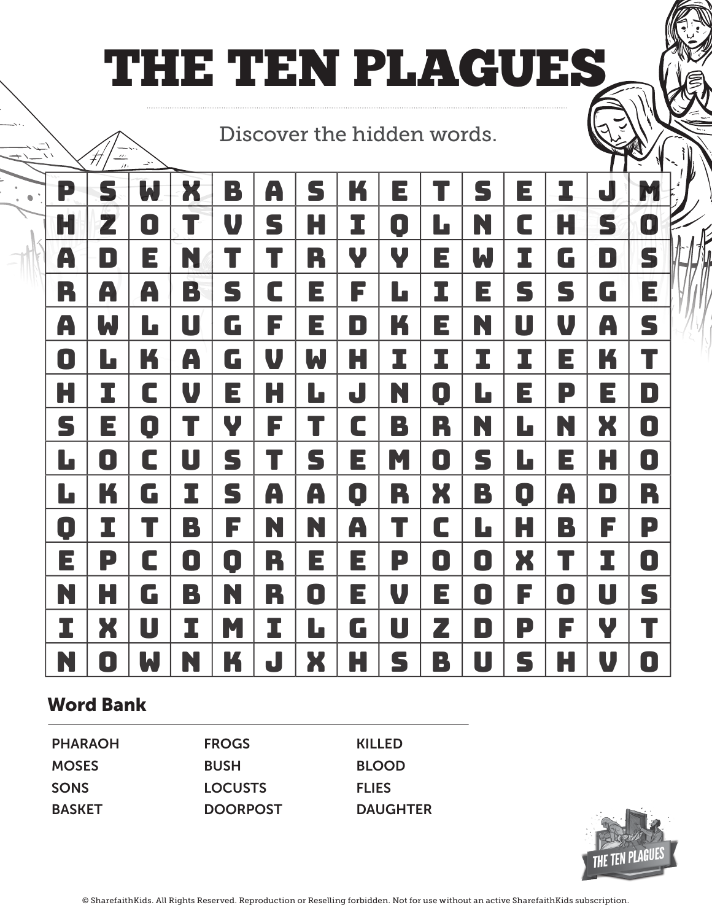# THE TEN PLAGUES

Discover the hidden words.

| | | | | | | | | | | | | | | |
|---|---|---|---|---|---|---|---|---|---|---|---|---|---|---|
| P | S | W | X | B | A | S | K | E | T | S | E | I | J | M |
| H | Z | O | T | V | S | H | I | Q | L | N | C | H | S | O |
| A | D | E | N | T | T | R | Y | Y | E | W | I | G | D | S |
| R | A | A | B | S | C | E | F | L | I | E | S | S | G | E |
| A | W | L | U | G | F | E | D | K | E | N | U | V | A | S |
| O | L | K | A | G | V | W | H | I | I | I | I | E | K | T |
| H | I | C | V | E | H | L | J | N | Q | L | E | P | E | D |
| S | E | Q | T | Y | F | T | C | B | R | N | L | N | X | O |
| L | O | C | U | S | T | S | E | M | O | S | L | E | H | O |
| L | K | G | I | S | A | A | Q | R | X | B | Q | A | D | R |
| Q | I | T | B | F | N | N | A | T | C | L | H | B | F | P |
| E | P | C | O | Q | R | E | E | P | O | O | X | T | I | O |
| N | H | G | B | N | R | O | E | V | E | O | F | O | U | S |
| I | X | U | I | M | I | L | G | U | Z | D | P | F | Y | T |
| N | O | W | N | K | J | X | H | S | B | U | S | H | V | O |

## Word Bank

- PHARAOH
- MOSES
- SONS
- BASKET
- FROGS
- BUSH
- LOCUSTS
- DOORPOST
- KILLED
- BLOOD
- FLIES
- DAUGHTER

© SharefaithKids. All Rights Reserved. Reproduction or Reselling forbidden. Not for use without an active SharefaithKids subscription.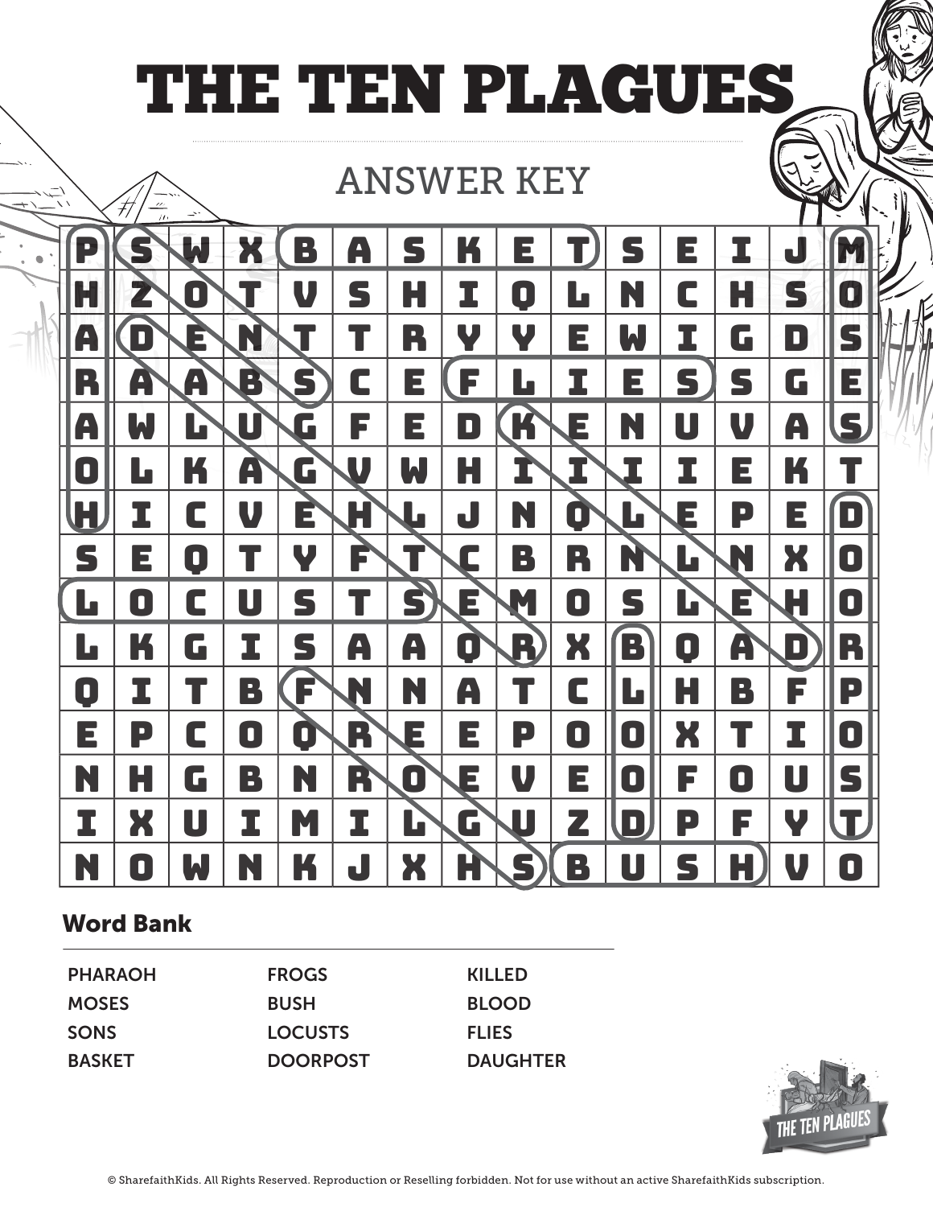# THE TEN PLAGUES

## ANSWER KEY

| | | | | | | | | | | | | | | |
|---|---|---|---|---|---|---|---|---|---|---|---|---|---|---|
| P | S | W | X | B | A | S | K | E | T | S | E | I | J | M |
| H | Z | O | T | V | S | H | I | Q | L | N | C | H | S | O |
| A | D | E | N | T | T | R | Y | Y | E | W | I | G | D | S |
| R | A | A | B | S | C | E | F | L | I | E | S | S | G | E |
| A | W | L | U | G | F | E | D | K | E | N | U | V | A | S |
| O | L | K | A | G | V | W | H | I | I | I | I | E | K | T |
| H | I | C | V | E | H | L | J | N | Q | L | E | P | E | D |
| S | E | Q | T | Y | F | T | C | B | R | N | L | N | X | O |
| L | O | C | U | S | T | S | E | M | O | S | L | E | H | O |
| L | K | G | I | S | A | A | Q | R | X | B | Q | A | D | R |
| Q | I | T | B | F | N | N | A | T | C | L | H | B | F | P |
| E | P | C | O | Q | R | E | E | P | O | O | X | T | I | O |
| N | H | G | B | N | R | O | E | V | E | O | F | O | U | S |
| I | X | U | I | M | I | L | G | U | Z | D | P | F | Y | T |
| N | O | W | N | K | J | X | H | S | B | U | S | H | V | O |

### Word Bank

| | | |
|---|---|---|
| PHARAOH | FROGS | KILLED |
| MOSES | BUSH | BLOOD |
| SONS | LOCUSTS | FLIES |
| BASKET | DOORPOST | DAUGHTER |

© SharefaithKids. All Rights Reserved. Reproduction or Reselling forbidden. Not for use without an active SharefaithKids subscription.